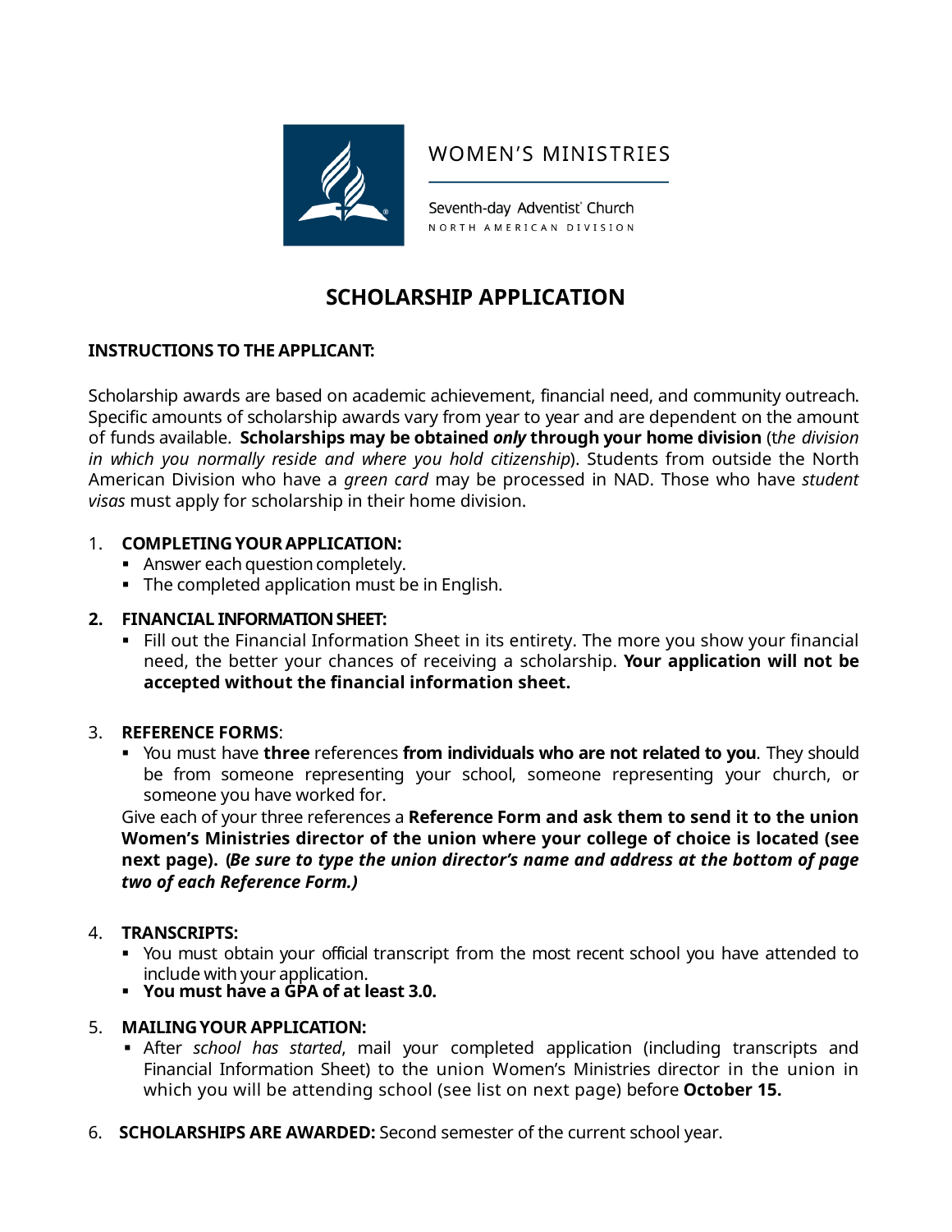WOMEN'S MINISTRIES

Seventh-day Adventist Church
NORTH AMERICAN DIVISION

# SCHOLARSHIP APPLICATION

**INSTRUCTIONS TO THE APPLICANT:**

Scholarship awards are based on academic achievement, financial need, and community outreach. Specific amounts of scholarship awards vary from year to year and are dependent on the amount of funds available. **Scholarships may be obtained *only* through your home division** (t*he division in which you normally reside and where you hold citizenship*). Students from outside the North American Division who have a *green card* may be processed in NAD. Those who have *student visas* must apply for scholarship in their home division.

1. **COMPLETING YOUR APPLICATION:**
   - Answer each question completely.
   - The completed application must be in English.

2. **FINANCIAL INFORMATION SHEET:**
   - Fill out the Financial Information Sheet in its entirety. The more you show your financial need, the better your chances of receiving a scholarship. **Your application will not be accepted without the financial information sheet.**

3. **REFERENCE FORMS**:
   - You must have **three** references **from individuals who are not related to you**. They should be from someone representing your school, someone representing your church, or someone you have worked for.

   Give each of your three references a **Reference Form and ask them to send it to the union Women's Ministries director of the union where your college of choice is located (see next page). (*Be sure to type the union director's name and address at the bottom of page two of each Reference Form.)***

4. **TRANSCRIPTS:**
   - You must obtain your official transcript from the most recent school you have attended to include with your application.
   - **You must have a GPA of at least 3.0.**

5. **MAILING YOUR APPLICATION:**
   - After *school has started*, mail your completed application (including transcripts and Financial Information Sheet) to the union Women's Ministries director in the union in which you will be attending school (see list on next page) before **October 15.**

6. **SCHOLARSHIPS ARE AWARDED:** Second semester of the current school year.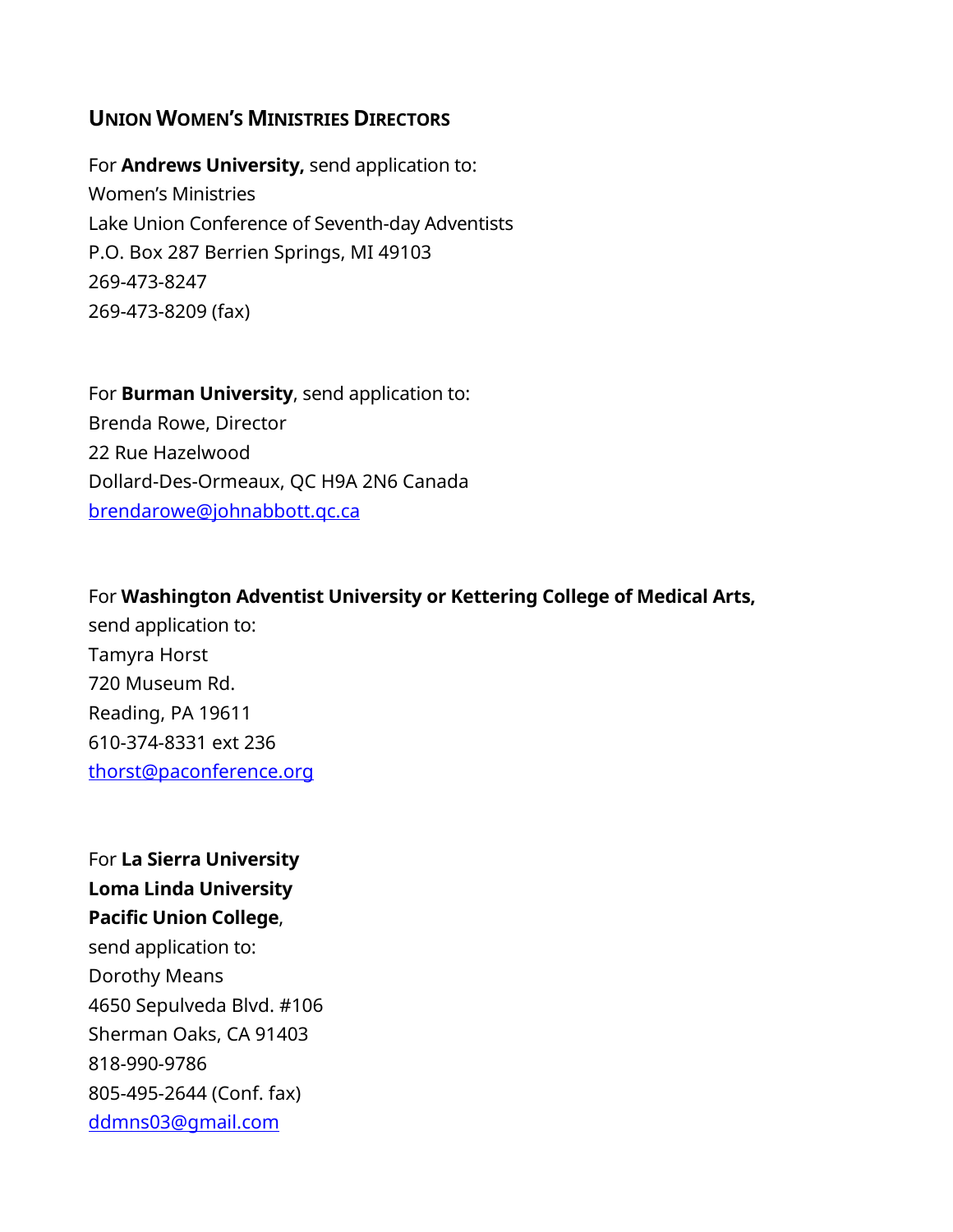## Union Women's Ministries Directors

For **Andrews University,** send application to:
Women's Ministries
Lake Union Conference of Seventh-day Adventists
P.O. Box 287 Berrien Springs, MI 49103
269-473-8247
269-473-8209 (fax)

For **Burman University**, send application to:
Brenda Rowe, Director
22 Rue Hazelwood
Dollard-Des-Ormeaux, QC H9A 2N6 Canada
brendarowe@johnabbott.qc.ca

For **Washington Adventist University or Kettering College of Medical Arts,** send application to:
Tamyra Horst
720 Museum Rd.
Reading, PA 19611
610-374-8331 ext 236
thorst@paconference.org

For **La Sierra University**
**Loma Linda University**
**Pacific Union College**,
send application to:
Dorothy Means
4650 Sepulveda Blvd. #106
Sherman Oaks, CA 91403
818-990-9786
805-495-2644 (Conf. fax)
ddmns03@gmail.com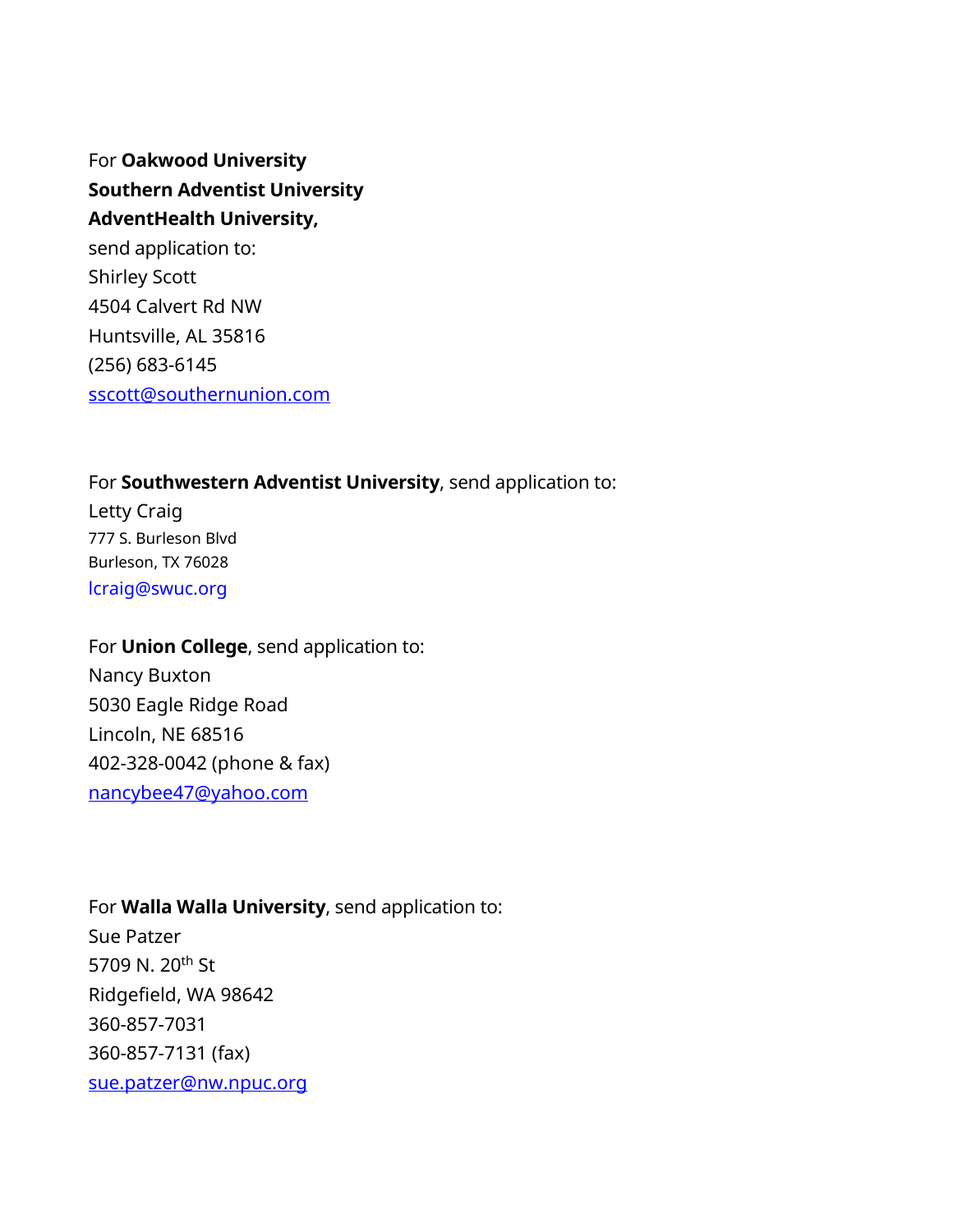For **Oakwood University**
**Southern Adventist University**
**AdventHealth University,**
send application to:
Shirley Scott
4504 Calvert Rd NW
Huntsville, AL 35816
(256) 683-6145
sscott@southernunion.com

For **Southwestern Adventist University**, send application to:
Letty Craig
777 S. Burleson Blvd
Burleson, TX 76028
lcraig@swuc.org

For **Union College**, send application to:
Nancy Buxton
5030 Eagle Ridge Road
Lincoln, NE 68516
402-328-0042 (phone & fax)
nancybee47@yahoo.com

For **Walla Walla University**, send application to:
Sue Patzer
5709 N. 20th St
Ridgefield, WA 98642
360-857-7031
360-857-7131 (fax)
sue.patzer@nw.npuc.org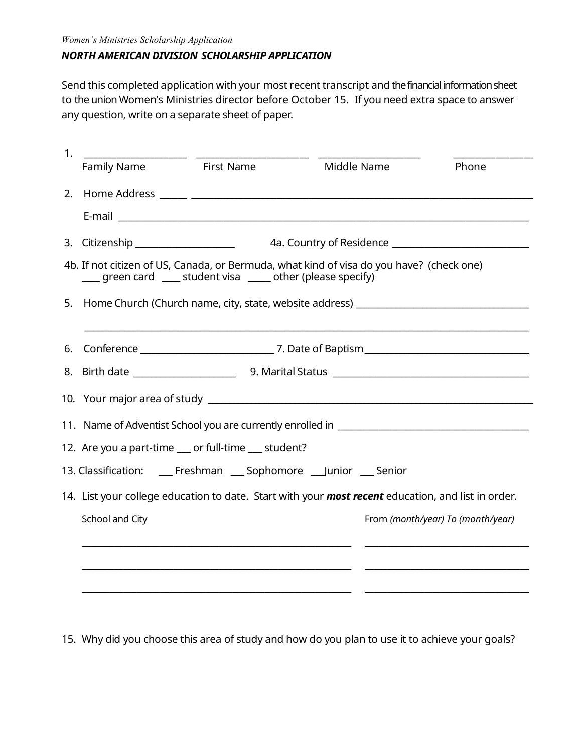*Women's Ministries Scholarship Application*

***NORTH AMERICAN DIVISION SCHOLARSHIP APPLICATION***

Send this completed application with your most recent transcript and the financial information sheet to the union Women's Ministries director before October 15. If you need extra space to answer any question, write on a separate sheet of paper.

1. ______________________ ________________________ ______________________ ________________
   Family Name First Name Middle Name Phone

2. Home Address ______ ______________________________________________________________________

   E-mail ______________________________________________________________________________

3. Citizenship ______________________ 4a. Country of Residence ______________________________

4b. If not citizen of US, Canada, or Bermuda, what kind of visa do you have? (check one)
____ green card ____ student visa _____ other (please specify)

5. Home Church (Church name, city, state, website address) ____________________________________

   ________________________________________________________________________________

6. Conference _____________________________ 7. Date of Baptism___________________________________

8. Birth date ______________________ 9. Marital Status ________________________________________

10. Your major area of study _______________________________________________________________

11. Name of Adventist School you are currently enrolled in ________________________________________

12. Are you a part-time ___ or full-time ___ student?

13. Classification: ___ Freshman ___ Sophomore ___Junior ___ Senior

14. List your college education to date. Start with your ***most recent*** education, and list in order.

| School and City | From *(month/year)* To *(month/year)* |
|---|---|
| __________________________________________________________ | ____________________________________ |
| __________________________________________________________ | ____________________________________ |
| __________________________________________________________ | ____________________________________ |

15. Why did you choose this area of study and how do you plan to use it to achieve your goals?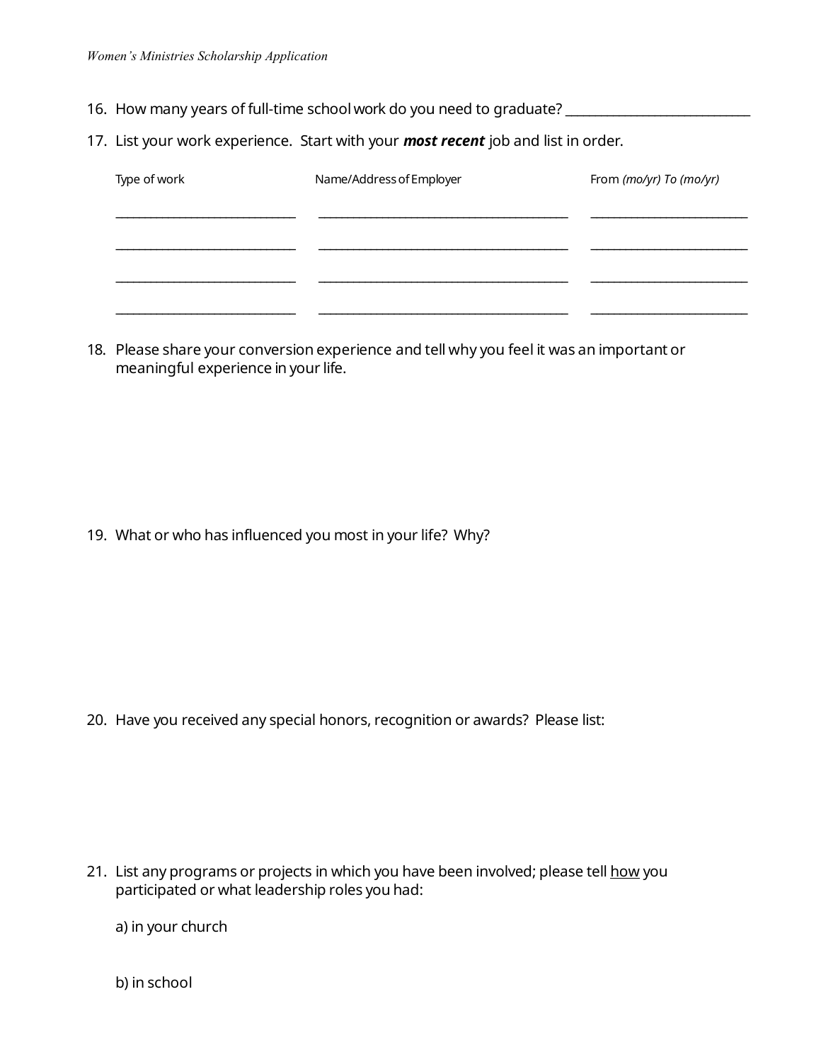16. How many years of full-time school work do you need to graduate? ____________________________

17. List your work experience. Start with your ***most recent*** job and list in order.

| Type of work | Name/Address of Employer | From *(mo/yr)* To *(mo/yr)* |
|---|---|---|
| | | |
| | | |
| | | |
| | | |

18. Please share your conversion experience and tell why you feel it was an important or meaningful experience in your life.

19. What or who has influenced you most in your life? Why?

20. Have you received any special honors, recognition or awards? Please list:

21. List any programs or projects in which you have been involved; please tell <u>how</u> you participated or what leadership roles you had:

    a) in your church

    b) in school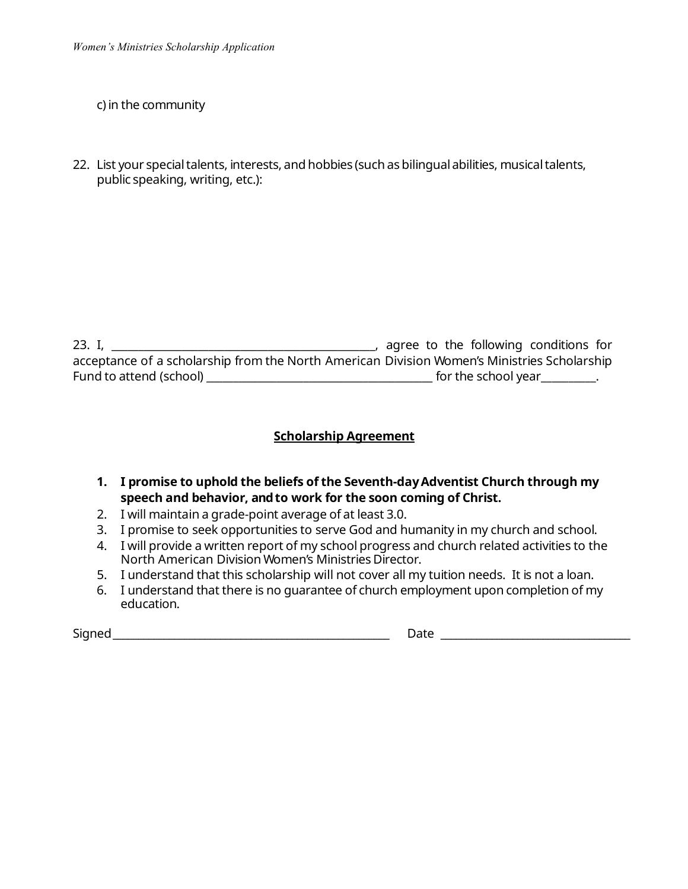c) in the community

22. List your special talents, interests, and hobbies (such as bilingual abilities, musical talents, public speaking, writing, etc.):

23. I, _______________________________________________, agree to the following conditions for acceptance of a scholarship from the North American Division Women's Ministries Scholarship Fund to attend (school) ________________________________________ for the school year__________.

**<u>Scholarship Agreement</u>**

1. **I promise to uphold the beliefs of the Seventh-day Adventist Church through my speech and behavior, and to work for the soon coming of Christ.**
2. I will maintain a grade-point average of at least 3.0.
3. I promise to seek opportunities to serve God and humanity in my church and school.
4. I will provide a written report of my school progress and church related activities to the North American Division Women's Ministries Director.
5. I understand that this scholarship will not cover all my tuition needs. It is not a loan.
6. I understand that there is no guarantee of church employment upon completion of my education.

Signed__________________________________________________ Date __________________________________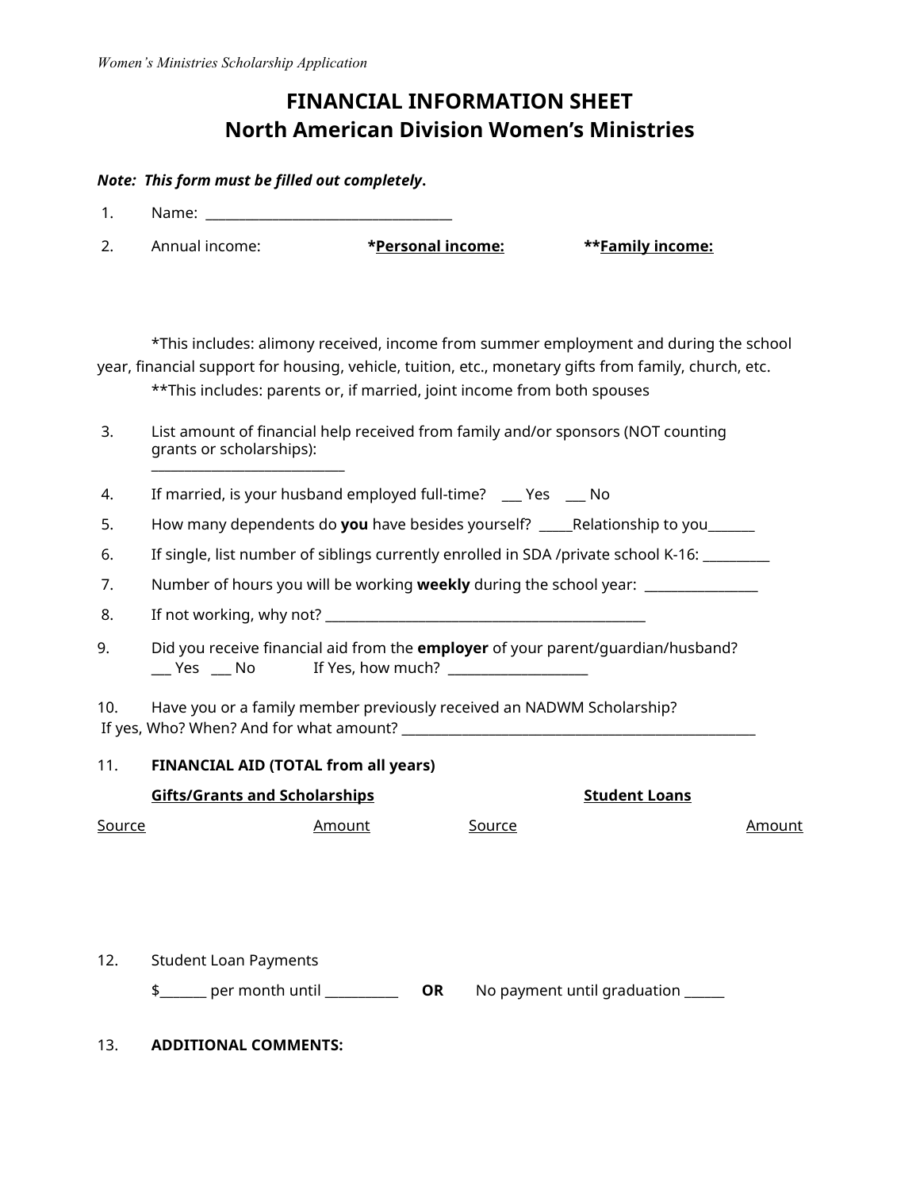# FINANCIAL INFORMATION SHEET
## North American Division Women's Ministries

***Note: This form must be filled out completely*.**

1. Name: ___________________________________

2. Annual income: **\*Personal income:** **\*\*Family income:**

   \*This includes: alimony received, income from summer employment and during the school year, financial support for housing, vehicle, tuition, etc., monetary gifts from family, church, etc.

   \*\*This includes: parents or, if married, joint income from both spouses

3. List amount of financial help received from family and/or sponsors (NOT counting grants or scholarships): ____________________________

4. If married, is your husband employed full-time? ___ Yes ___ No

5. How many dependents do **you** have besides yourself? _____Relationship to you_______

6. If single, list number of siblings currently enrolled in SDA /private school K-16: __________

7. Number of hours you will be working **weekly** during the school year: _________________

8. If not working, why not? ______________________________________________

9. Did you receive financial aid from the **employer** of your parent/guardian/husband?
   ___ Yes ___ No If Yes, how much? _____________________

10. Have you or a family member previously received an NADWM Scholarship?
    If yes, Who? When? And for what amount? ____________________________________________________

11. **FINANCIAL AID (TOTAL from all years)**

| **Gifts/Grants and Scholarships** | | **Student Loans** | |
|---|---|---|---|
| Source | Amount | Source | Amount |
| | | | |

12. Student Loan Payments

    $_______ per month until ___________ **OR** No payment until graduation ______

13. **ADDITIONAL COMMENTS:**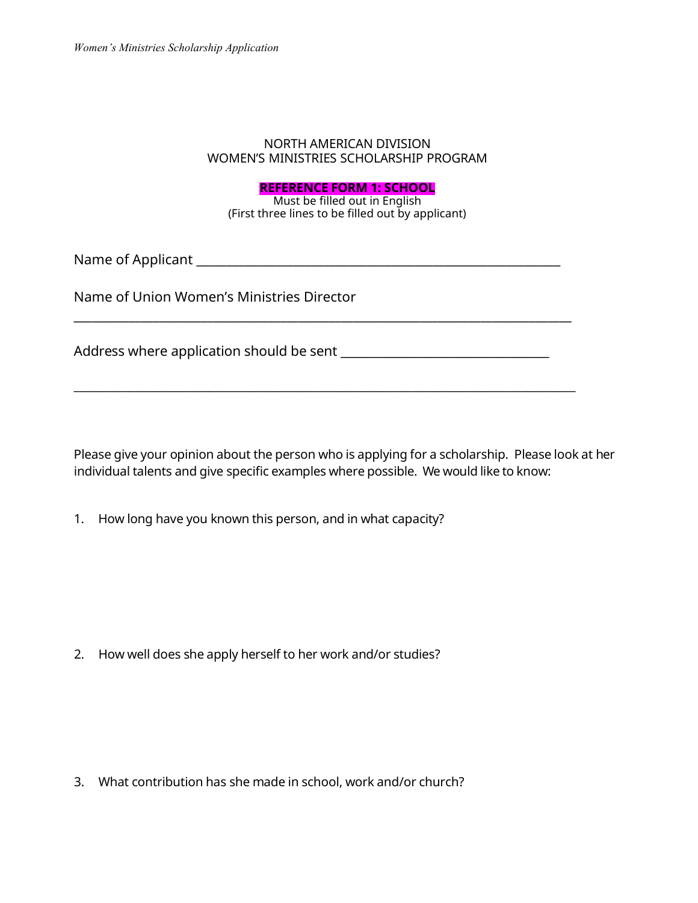NORTH AMERICAN DIVISION
WOMEN'S MINISTRIES SCHOLARSHIP PROGRAM

**REFERENCE FORM 1: SCHOOL**
Must be filled out in English
(First three lines to be filled out by applicant)

Name of Applicant ___________________________________________________________

Name of Union Women's Ministries Director
____________________________________________________________________________

Address where application should be sent __________________________________

____________________________________________________________________________

Please give your opinion about the person who is applying for a scholarship. Please look at her individual talents and give specific examples where possible. We would like to know:

1. How long have you known this person, and in what capacity?

2. How well does she apply herself to her work and/or studies?

3. What contribution has she made in school, work and/or church?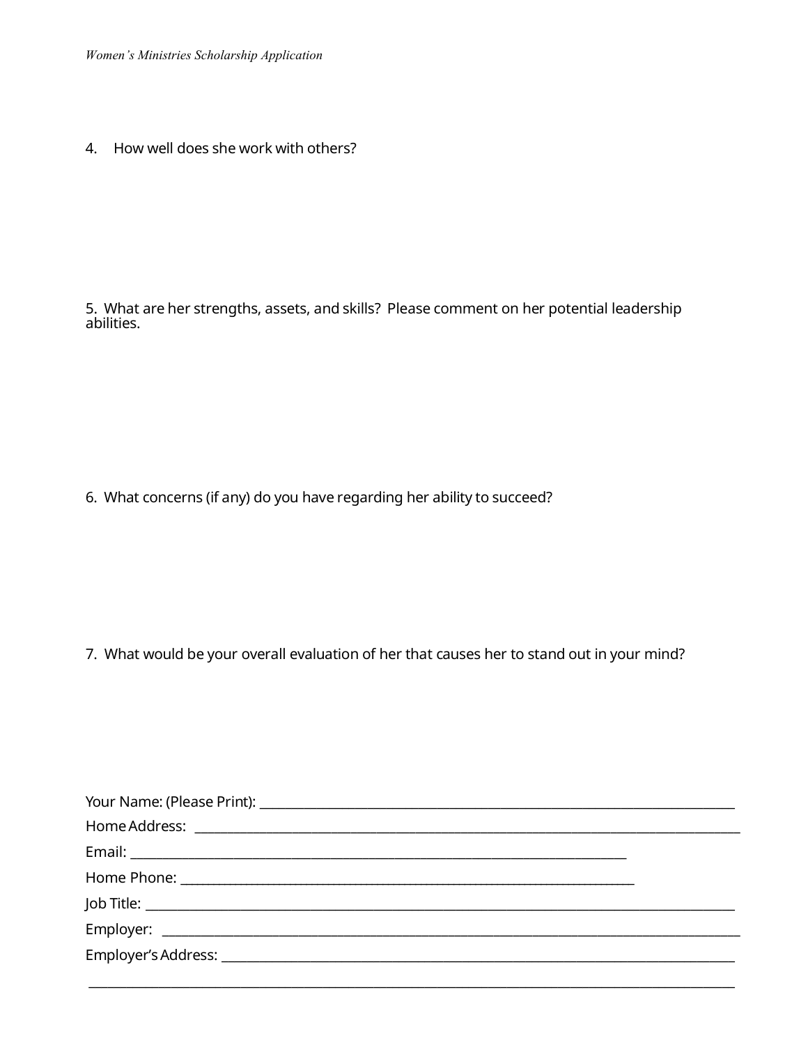4. How well does she work with others?

5. What are her strengths, assets, and skills? Please comment on her potential leadership abilities.

6. What concerns (if any) do you have regarding her ability to succeed?

7. What would be your overall evaluation of her that causes her to stand out in your mind?

Your Name: (Please Print): ____________________________________________

Home Address: ____________________________________________

Email: ____________________________________________

Home Phone: ____________________________________________

Job Title: ____________________________________________

Employer: ____________________________________________

Employer's Address: ____________________________________________

____________________________________________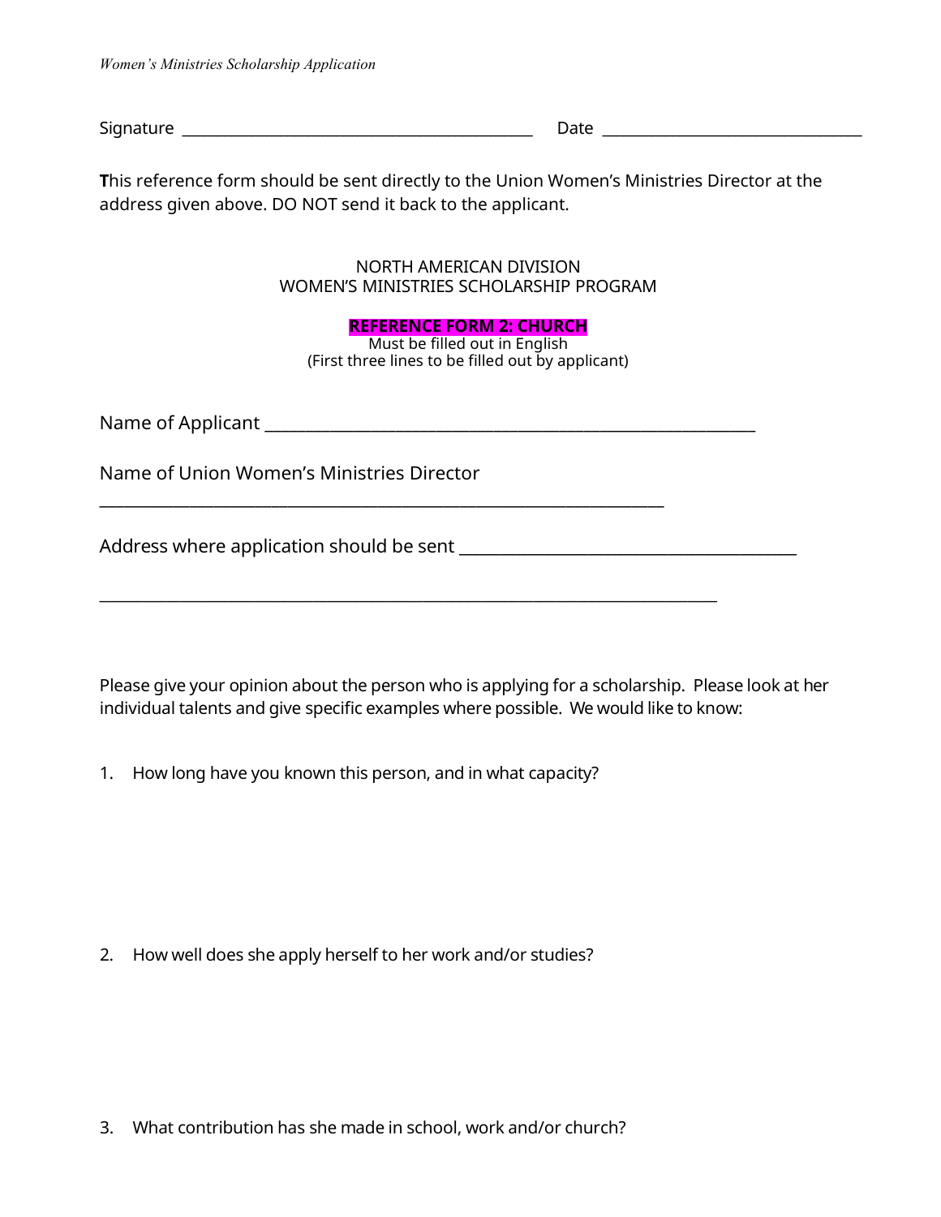Signature _____________________________________________ Date __________________________________

**T**his reference form should be sent directly to the Union Women's Ministries Director at the address given above. DO NOT send it back to the applicant.

NORTH AMERICAN DIVISION
WOMEN'S MINISTRIES SCHOLARSHIP PROGRAM

**REFERENCE FORM 2: CHURCH**
Must be filled out in English
(First three lines to be filled out by applicant)

Name of Applicant _______________________________________________________________

Name of Union Women's Ministries Director
________________________________________________________________________

Address where application should be sent ___________________________________________

_______________________________________________________________________________

Please give your opinion about the person who is applying for a scholarship. Please look at her individual talents and give specific examples where possible. We would like to know:

1. How long have you known this person, and in what capacity?

2. How well does she apply herself to her work and/or studies?

3. What contribution has she made in school, work and/or church?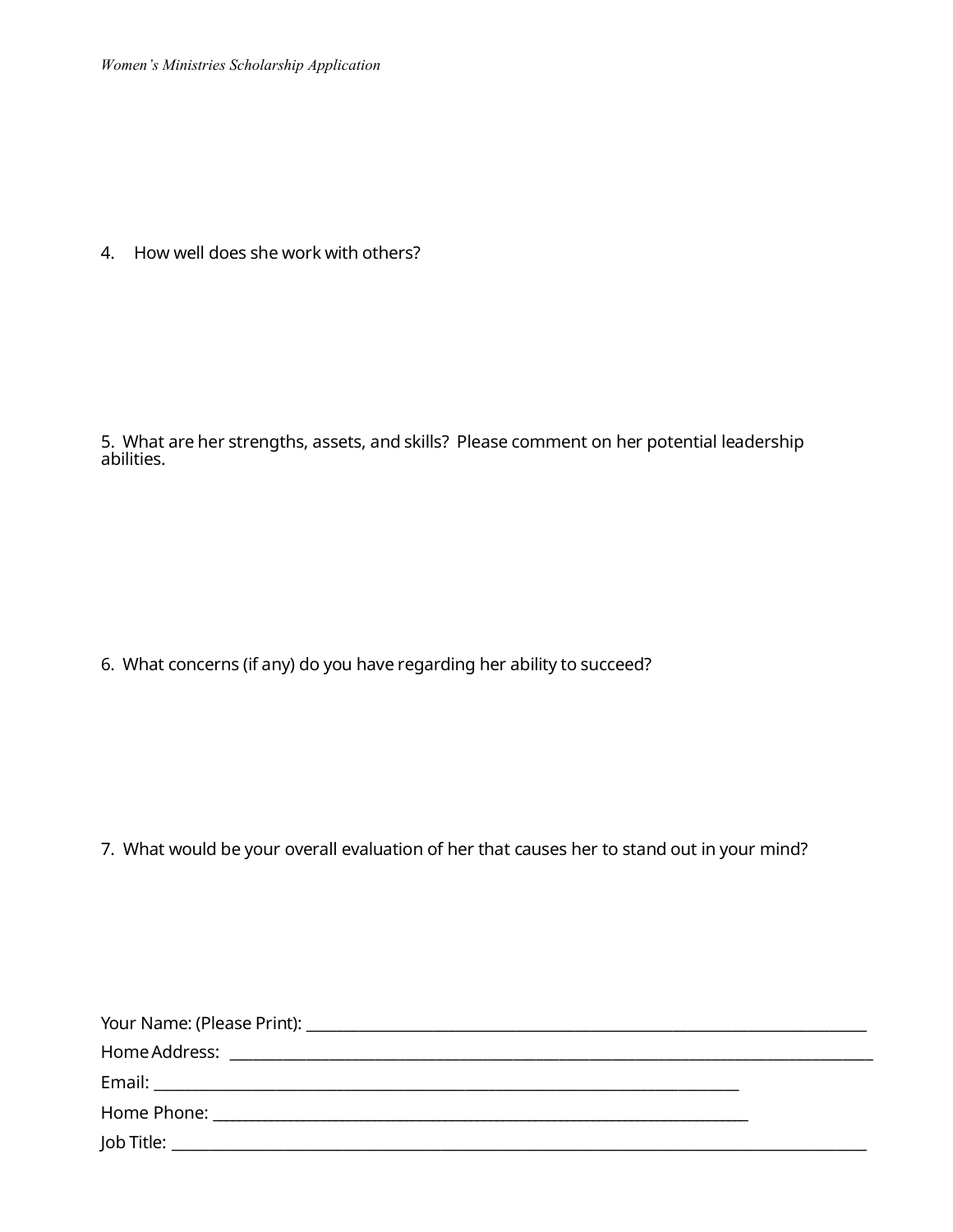4. How well does she work with others?

5. What are her strengths, assets, and skills? Please comment on her potential leadership abilities.

6. What concerns (if any) do you have regarding her ability to succeed?

7. What would be your overall evaluation of her that causes her to stand out in your mind?

Your Name: (Please Print): ______________________________________________________________

Home Address: ______________________________________________________________________

Email: ____________________________________________________________

Home Phone: ______________________________________________________

Job Title: __________________________________________________________________________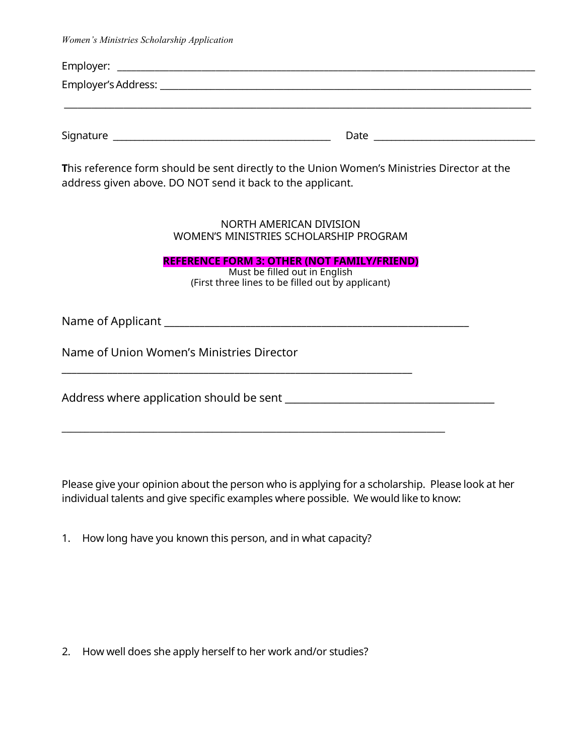Employer: ______________________________________________________________________________

Employer's Address: _________________________________________________________________________

______________________________________________________________________________________

Signature ________________________________________ Date ________________________________

This reference form should be sent directly to the Union Women's Ministries Director at the address given above. DO NOT send it back to the applicant.

NORTH AMERICAN DIVISION
WOMEN'S MINISTRIES SCHOLARSHIP PROGRAM

**REFERENCE FORM 3: OTHER (NOT FAMILY/FRIEND)**
Must be filled out in English
(First three lines to be filled out by applicant)

Name of Applicant ____________________________________________________________

Name of Union Women's Ministries Director
________________________________________________________________________

Address where application should be sent ________________________________________

______________________________________________________________________________

Please give your opinion about the person who is applying for a scholarship. Please look at her individual talents and give specific examples where possible. We would like to know:

1. How long have you known this person, and in what capacity?

2. How well does she apply herself to her work and/or studies?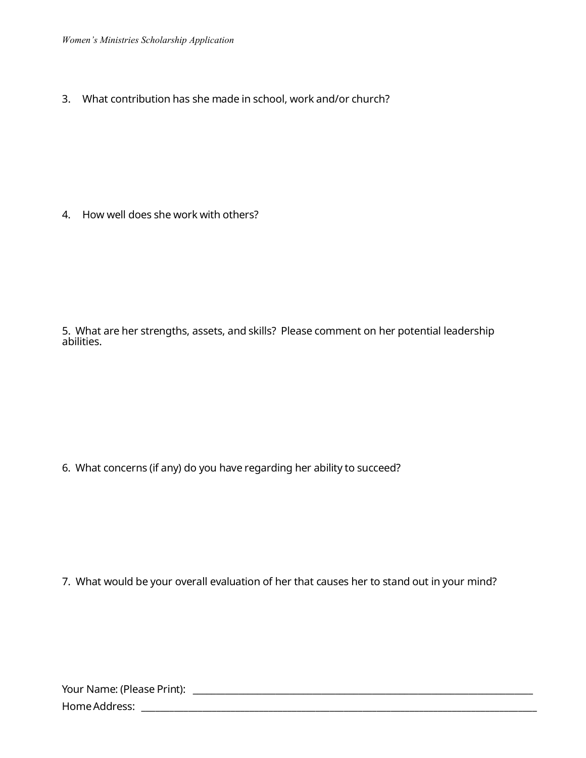3. What contribution has she made in school, work and/or church?

4. What well does she work with others?

5. What are her strengths, assets, and skills? Please comment on her potential leadership abilities.

6. What concerns (if any) do you have regarding her ability to succeed?

7. What would be your overall evaluation of her that causes her to stand out in your mind?

Your Name: (Please Print): ______________________________________________________________

Home Address: ____________________________________________________________________

3. What contribution has she made in school, work and/or church?

4. How well does she work with others?

5. What are her strengths, assets, and skills? Please comment on her potential leadership abilities.

6. What concerns (if any) do you have regarding her ability to succeed?

7. What would be your overall evaluation of her that causes her to stand out in your mind?

Your Name: (Please Print): ______________________________________________________________

Home Address: ____________________________________________________________________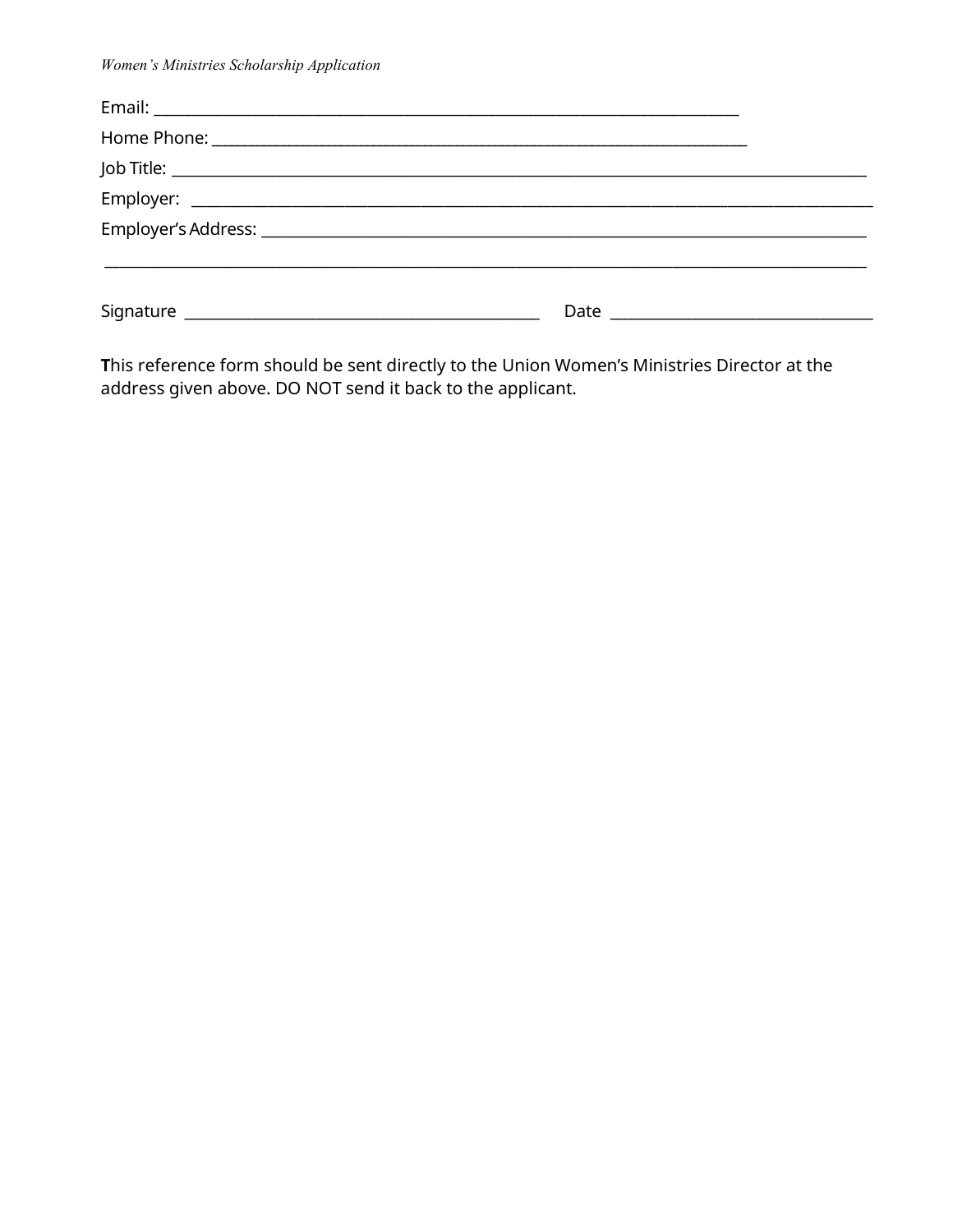Email: ______________________________________________________________________________

Home Phone: ______________________________________________________________________

Job Title: _____________________________________________________________________________________________

Employer: _____________________________________________________________________________________________

Employer's Address: ______________________________________________________________________________________

_________________________________________________________________________________________________________

Signature _______________________________________________ Date ___________________________________

**T**his reference form should be sent directly to the Union Women's Ministries Director at the address given above. DO NOT send it back to the applicant.